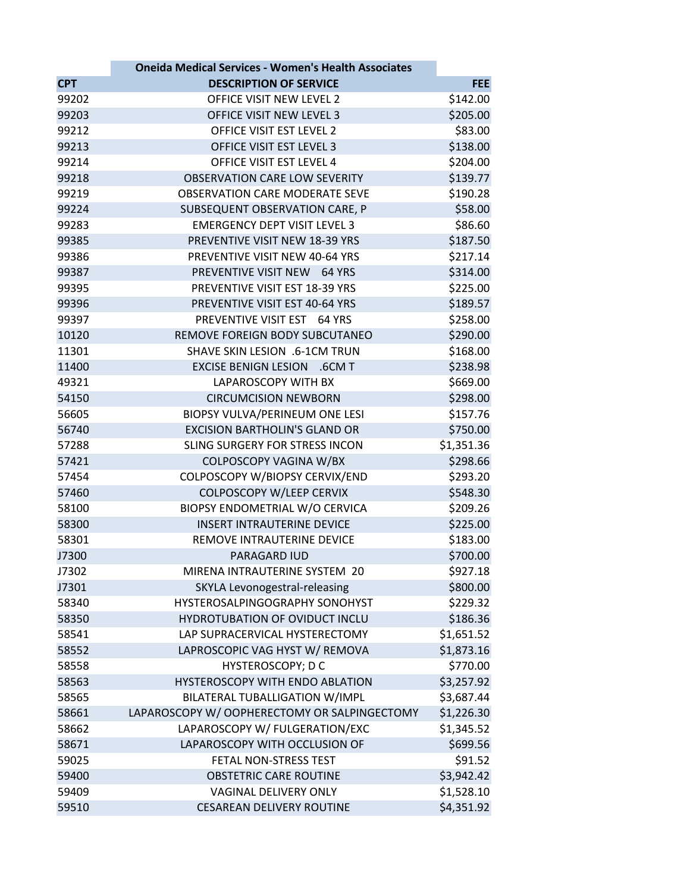| CPT | Oneida Medical Services - Women's Health Associates<br>DESCRIPTION OF SERVICE | FEE |
|---|---|---|
| 99202 | OFFICE VISIT NEW LEVEL 2 | $142.00 |
| 99203 | OFFICE VISIT NEW LEVEL 3 | $205.00 |
| 99212 | OFFICE VISIT EST LEVEL 2 | $83.00 |
| 99213 | OFFICE VISIT EST LEVEL 3 | $138.00 |
| 99214 | OFFICE VISIT EST LEVEL 4 | $204.00 |
| 99218 | OBSERVATION CARE LOW SEVERITY | $139.77 |
| 99219 | OBSERVATION CARE MODERATE SEVE | $190.28 |
| 99224 | SUBSEQUENT OBSERVATION CARE, P | $58.00 |
| 99283 | EMERGENCY DEPT VISIT LEVEL 3 | $86.60 |
| 99385 | PREVENTIVE VISIT NEW 18-39 YRS | $187.50 |
| 99386 | PREVENTIVE VISIT NEW 40-64 YRS | $217.14 |
| 99387 | PREVENTIVE VISIT NEW 64 YRS | $314.00 |
| 99395 | PREVENTIVE VISIT EST 18-39 YRS | $225.00 |
| 99396 | PREVENTIVE VISIT EST 40-64 YRS | $189.57 |
| 99397 | PREVENTIVE VISIT EST 64 YRS | $258.00 |
| 10120 | REMOVE FOREIGN BODY SUBCUTANEO | $290.00 |
| 11301 | SHAVE SKIN LESION .6-1CM TRUN | $168.00 |
| 11400 | EXCISE BENIGN LESION .6CM T | $238.98 |
| 49321 | LAPAROSCOPY WITH BX | $669.00 |
| 54150 | CIRCUMCISION NEWBORN | $298.00 |
| 56605 | BIOPSY VULVA/PERINEUM ONE LESI | $157.76 |
| 56740 | EXCISION BARTHOLIN'S GLAND OR | $750.00 |
| 57288 | SLING SURGERY FOR STRESS INCON | $1,351.36 |
| 57421 | COLPOSCOPY VAGINA W/BX | $298.66 |
| 57454 | COLPOSCOPY W/BIOPSY CERVIX/END | $293.20 |
| 57460 | COLPOSCOPY W/LEEP CERVIX | $548.30 |
| 58100 | BIOPSY ENDOMETRIAL W/O CERVICA | $209.26 |
| 58300 | INSERT INTRAUTERINE DEVICE | $225.00 |
| 58301 | REMOVE INTRAUTERINE DEVICE | $183.00 |
| J7300 | PARAGARD IUD | $700.00 |
| J7302 | MIRENA INTRAUTERINE SYSTEM 20 | $927.18 |
| J7301 | SKYLA Levonogestral-releasing | $800.00 |
| 58340 | HYSTEROSALPINGOGRAPHY SONOHYST | $229.32 |
| 58350 | HYDROTUBATION OF OVIDUCT INCLU | $186.36 |
| 58541 | LAP SUPRACERVICAL HYSTERECTOMY | $1,651.52 |
| 58552 | LAPROSCOPIC VAG HYST W/ REMOVA | $1,873.16 |
| 58558 | HYSTEROSCOPY; D C | $770.00 |
| 58563 | HYSTEROSCOPY WITH ENDO ABLATION | $3,257.92 |
| 58565 | BILATERAL TUBALLIGATION W/IMPL | $3,687.44 |
| 58661 | LAPAROSCOPY W/ OOPHERECTOMY OR SALPINGECTOMY | $1,226.30 |
| 58662 | LAPAROSCOPY W/ FULGERATION/EXC | $1,345.52 |
| 58671 | LAPAROSCOPY WITH OCCLUSION OF | $699.56 |
| 59025 | FETAL NON-STRESS TEST | $91.52 |
| 59400 | OBSTETRIC CARE ROUTINE | $3,942.42 |
| 59409 | VAGINAL DELIVERY ONLY | $1,528.10 |
| 59510 | CESAREAN DELIVERY ROUTINE | $4,351.92 |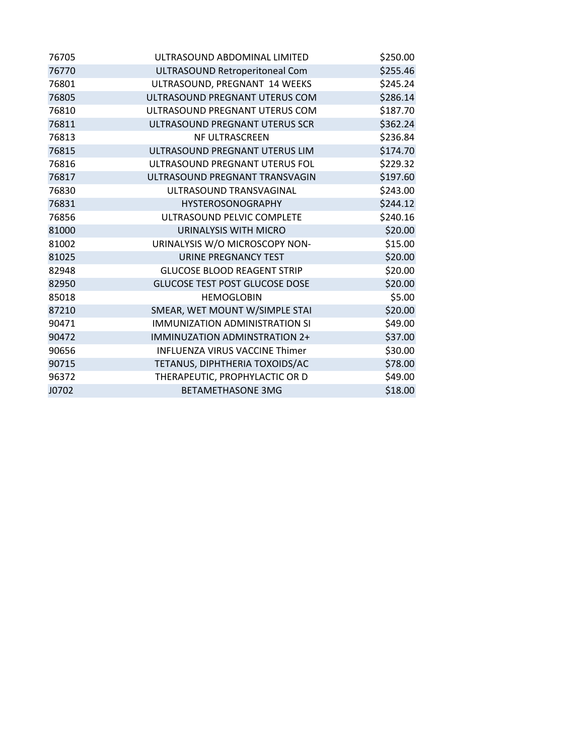| | | |
|---|---|---|
| 76705 | ULTRASOUND ABDOMINAL LIMITED | $250.00 |
| 76770 | ULTRASOUND Retroperitoneal Com | $255.46 |
| 76801 | ULTRASOUND, PREGNANT 14 WEEKS | $245.24 |
| 76805 | ULTRASOUND PREGNANT UTERUS COM | $286.14 |
| 76810 | ULTRASOUND PREGNANT UTERUS COM | $187.70 |
| 76811 | ULTRASOUND PREGNANT UTERUS SCR | $362.24 |
| 76813 | NF ULTRASCREEN | $236.84 |
| 76815 | ULTRASOUND PREGNANT UTERUS LIM | $174.70 |
| 76816 | ULTRASOUND PREGNANT UTERUS FOL | $229.32 |
| 76817 | ULTRASOUND PREGNANT TRANSVAGIN | $197.60 |
| 76830 | ULTRASOUND TRANSVAGINAL | $243.00 |
| 76831 | HYSTEROSONOGRAPHY | $244.12 |
| 76856 | ULTRASOUND PELVIC COMPLETE | $240.16 |
| 81000 | URINALYSIS WITH MICRO | $20.00 |
| 81002 | URINALYSIS W/O MICROSCOPY NON- | $15.00 |
| 81025 | URINE PREGNANCY TEST | $20.00 |
| 82948 | GLUCOSE BLOOD REAGENT STRIP | $20.00 |
| 82950 | GLUCOSE TEST POST GLUCOSE DOSE | $20.00 |
| 85018 | HEMOGLOBIN | $5.00 |
| 87210 | SMEAR, WET MOUNT W/SIMPLE STAI | $20.00 |
| 90471 | IMMUNIZATION ADMINISTRATION SI | $49.00 |
| 90472 | IMMINUZATION ADMINSTRATION 2+ | $37.00 |
| 90656 | INFLUENZA VIRUS VACCINE Thimer | $30.00 |
| 90715 | TETANUS, DIPHTHERIA TOXOIDS/AC | $78.00 |
| 96372 | THERAPEUTIC, PROPHYLACTIC OR D | $49.00 |
| J0702 | BETAMETHASONE 3MG | $18.00 |